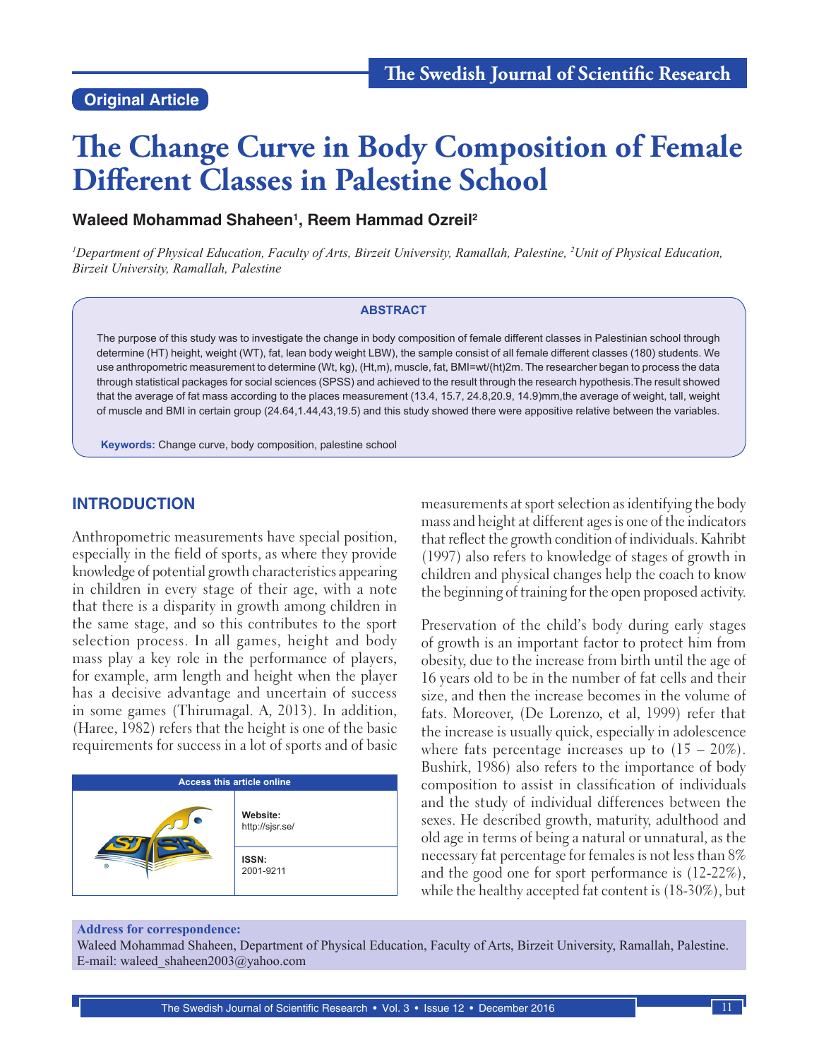Original Article

# The Change Curve in Body Composition of Female Different Classes in Palestine School

**Waleed Mohammad Shaheen[1], Reem Hammad Ozreil[2]**

*[1]Department of Physical Education, Faculty of Arts, Birzeit University, Ramallah, Palestine, [2]Unit of Physical Education, Birzeit University, Ramallah, Palestine*

## ABSTRACT

The purpose of this study was to investigate the change in body composition of female different classes in Palestinian school through determine (HT) height, weight (WT), fat, lean body weight LBW), the sample consist of all female different classes (180) students. We use anthropometric measurement to determine (Wt, kg), (Ht,m), muscle, fat, BMI=wt/(ht)2m. The researcher began to process the data through statistical packages for social sciences (SPSS) and achieved to the result through the research hypothesis.The result showed that the average of fat mass according to the places measurement (13.4, 15.7, 24.8,20.9, 14.9)mm,the average of weight, tall, weight of muscle and BMI in certain group (24.64,1.44,43,19.5) and this study showed there were appositive relative between the variables.

**Keywords:** Change curve, body composition, palestine school

## INTRODUCTION

Anthropometric measurements have special position, especially in the field of sports, as where they provide knowledge of potential growth characteristics appearing in children in every stage of their age, with a note that there is a disparity in growth among children in the same stage, and so this contributes to the sport selection process. In all games, height and body mass play a key role in the performance of players, for example, arm length and height when the player has a decisive advantage and uncertain of success in some games (Thirumagal. A, 2013). In addition, (Haree, 1982) refers that the height is one of the basic requirements for success in a lot of sports and of basic measurements at sport selection as identifying the body mass and height at different ages is one of the indicators that reflect the growth condition of individuals. Kahribt (1997) also refers to knowledge of stages of growth in children and physical changes help the coach to know the beginning of training for the open proposed activity.

Preservation of the child's body during early stages of growth is an important factor to protect him from obesity, due to the increase from birth until the age of 16 years old to be in the number of fat cells and their size, and then the increase becomes in the volume of fats. Moreover, (De Lorenzo, et al, 1999) refer that the increase is usually quick, especially in adolescence where fats percentage increases up to (15 – 20%). Bushirk, 1986) also refers to the importance of body composition to assist in classification of individuals and the study of individual differences between the sexes. He described growth, maturity, adulthood and old age in terms of being a natural or unnatural, as the necessary fat percentage for females is not less than 8% and the good one for sport performance is (12-22%), while the healthy accepted fat content is (18-30%), but

| Access this article online | |
|---|---|
| | **Website:** http://sjsr.se/ |
| | **ISSN:** 2001-9211 |

**Address for correspondence:**
Waleed Mohammad Shaheen, Department of Physical Education, Faculty of Arts, Birzeit University, Ramallah, Palestine. E-mail: waleed_shaheen2003@yahoo.com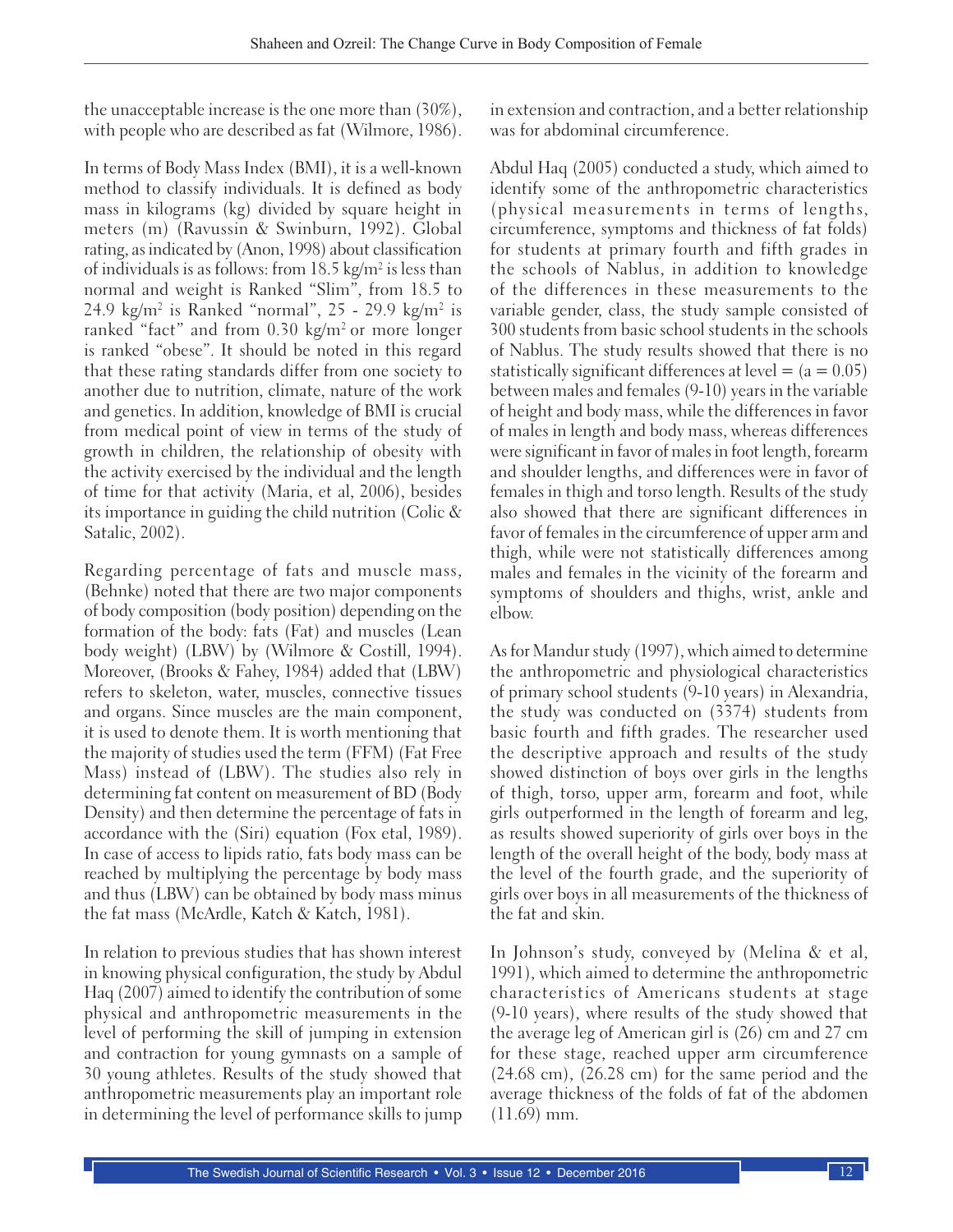the unacceptable increase is the one more than (30%), with people who are described as fat (Wilmore, 1986).

In terms of Body Mass Index (BMI), it is a well-known method to classify individuals. It is defined as body mass in kilograms (kg) divided by square height in meters (m) (Ravussin & Swinburn, 1992). Global rating, as indicated by (Anon, 1998) about classification of individuals is as follows: from 18.5 $kg/m^2$ is less than normal and weight is Ranked "Slim", from 18.5 to 24.9 $kg/m^2$ is Ranked "normal", 25 - 29.9 $kg/m^2$ is ranked "fact" and from 0.30 $kg/m^2$ or more longer is ranked "obese". It should be noted in this regard that these rating standards differ from one society to another due to nutrition, climate, nature of the work and genetics. In addition, knowledge of BMI is crucial from medical point of view in terms of the study of growth in children, the relationship of obesity with the activity exercised by the individual and the length of time for that activity (Maria, et al, 2006), besides its importance in guiding the child nutrition (Colic & Satalic, 2002).

Regarding percentage of fats and muscle mass, (Behnke) noted that there are two major components of body composition (body position) depending on the formation of the body: fats (Fat) and muscles (Lean body weight) (LBW) by (Wilmore & Costill, 1994). Moreover, (Brooks & Fahey, 1984) added that (LBW) refers to skeleton, water, muscles, connective tissues and organs. Since muscles are the main component, it is used to denote them. It is worth mentioning that the majority of studies used the term (FFM) (Fat Free Mass) instead of (LBW). The studies also rely in determining fat content on measurement of BD (Body Density) and then determine the percentage of fats in accordance with the (Siri) equation (Fox etal, 1989). In case of access to lipids ratio, fats body mass can be reached by multiplying the percentage by body mass and thus (LBW) can be obtained by body mass minus the fat mass (McArdle, Katch & Katch, 1981).

In relation to previous studies that has shown interest in knowing physical configuration, the study by Abdul Haq (2007) aimed to identify the contribution of some physical and anthropometric measurements in the level of performing the skill of jumping in extension and contraction for young gymnasts on a sample of 30 young athletes. Results of the study showed that anthropometric measurements play an important role in determining the level of performance skills to jump in extension and contraction, and a better relationship was for abdominal circumference.

Abdul Haq (2005) conducted a study, which aimed to identify some of the anthropometric characteristics (physical measurements in terms of lengths, circumference, symptoms and thickness of fat folds) for students at primary fourth and fifth grades in the schools of Nablus, in addition to knowledge of the differences in these measurements to the variable gender, class, the study sample consisted of 300 students from basic school students in the schools of Nablus. The study results showed that there is no statistically significant differences at level = (a = 0.05) between males and females (9-10) years in the variable of height and body mass, while the differences in favor of males in length and body mass, whereas differences were significant in favor of males in foot length, forearm and shoulder lengths, and differences were in favor of females in thigh and torso length. Results of the study also showed that there are significant differences in favor of females in the circumference of upper arm and thigh, while were not statistically differences among males and females in the vicinity of the forearm and symptoms of shoulders and thighs, wrist, ankle and elbow.

As for Mandur study (1997), which aimed to determine the anthropometric and physiological characteristics of primary school students (9-10 years) in Alexandria, the study was conducted on (3374) students from basic fourth and fifth grades. The researcher used the descriptive approach and results of the study showed distinction of boys over girls in the lengths of thigh, torso, upper arm, forearm and foot, while girls outperformed in the length of forearm and leg, as results showed superiority of girls over boys in the length of the overall height of the body, body mass at the level of the fourth grade, and the superiority of girls over boys in all measurements of the thickness of the fat and skin.

In Johnson's study, conveyed by (Melina & et al, 1991), which aimed to determine the anthropometric characteristics of Americans students at stage (9-10 years), where results of the study showed that the average leg of American girl is (26) cm and 27 cm for these stage, reached upper arm circumference (24.68 cm), (26.28 cm) for the same period and the average thickness of the folds of fat of the abdomen (11.69) mm.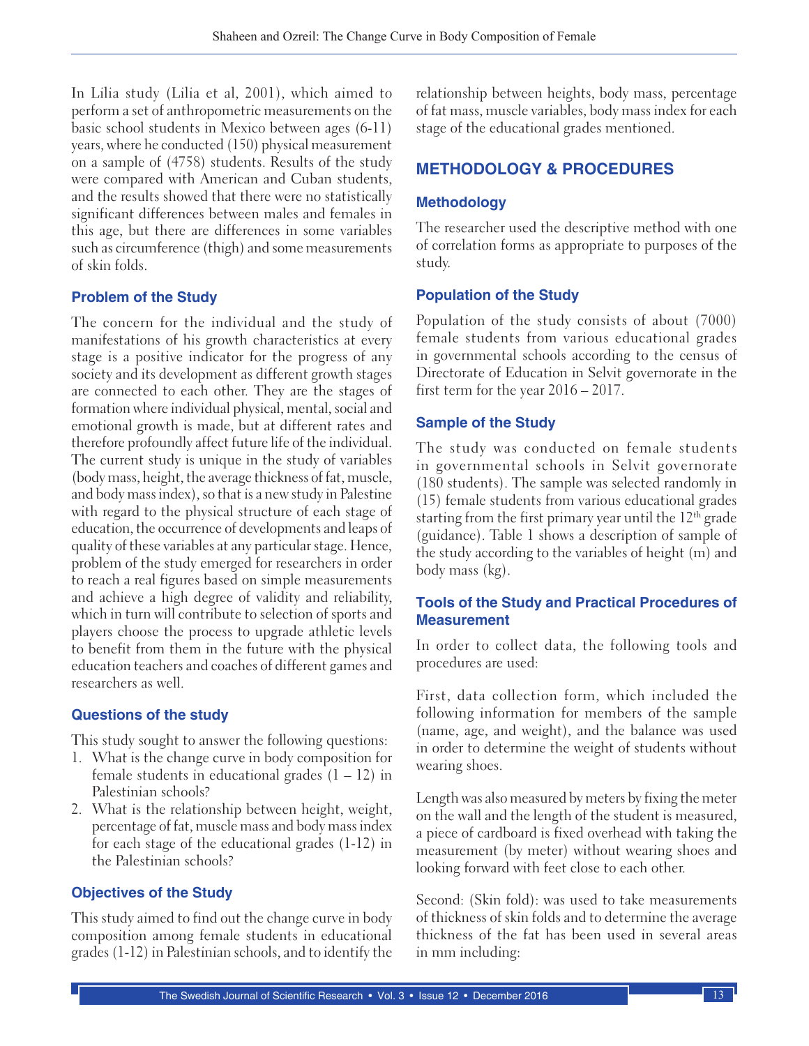In Lilia study (Lilia et al, 2001), which aimed to perform a set of anthropometric measurements on the basic school students in Mexico between ages (6-11) years, where he conducted (150) physical measurement on a sample of (4758) students. Results of the study were compared with American and Cuban students, and the results showed that there were no statistically significant differences between males and females in this age, but there are differences in some variables such as circumference (thigh) and some measurements of skin folds.

### Problem of the Study

The concern for the individual and the study of manifestations of his growth characteristics at every stage is a positive indicator for the progress of any society and its development as different growth stages are connected to each other. They are the stages of formation where individual physical, mental, social and emotional growth is made, but at different rates and therefore profoundly affect future life of the individual. The current study is unique in the study of variables (body mass, height, the average thickness of fat, muscle, and body mass index), so that is a new study in Palestine with regard to the physical structure of each stage of education, the occurrence of developments and leaps of quality of these variables at any particular stage. Hence, problem of the study emerged for researchers in order to reach a real figures based on simple measurements and achieve a high degree of validity and reliability, which in turn will contribute to selection of sports and players choose the process to upgrade athletic levels to benefit from them in the future with the physical education teachers and coaches of different games and researchers as well.

### Questions of the study

This study sought to answer the following questions:

1. What is the change curve in body composition for female students in educational grades (1 – 12) in Palestinian schools?
2. What is the relationship between height, weight, percentage of fat, muscle mass and body mass index for each stage of the educational grades (1-12) in the Palestinian schools?

### Objectives of the Study

This study aimed to find out the change curve in body composition among female students in educational grades (1-12) in Palestinian schools, and to identify the relationship between heights, body mass, percentage of fat mass, muscle variables, body mass index for each stage of the educational grades mentioned.

## METHODOLOGY & PROCEDURES

### Methodology

The researcher used the descriptive method with one of correlation forms as appropriate to purposes of the study.

### Population of the Study

Population of the study consists of about (7000) female students from various educational grades in governmental schools according to the census of Directorate of Education in Selvit governorate in the first term for the year 2016 – 2017.

### Sample of the Study

The study was conducted on female students in governmental schools in Selvit governorate (180 students). The sample was selected randomly in (15) female students from various educational grades starting from the first primary year until the 12th grade (guidance). Table 1 shows a description of sample of the study according to the variables of height (m) and body mass (kg).

### Tools of the Study and Practical Procedures of Measurement

In order to collect data, the following tools and procedures are used:

First, data collection form, which included the following information for members of the sample (name, age, and weight), and the balance was used in order to determine the weight of students without wearing shoes.

Length was also measured by meters by fixing the meter on the wall and the length of the student is measured, a piece of cardboard is fixed overhead with taking the measurement (by meter) without wearing shoes and looking forward with feet close to each other.

Second: (Skin fold): was used to take measurements of thickness of skin folds and to determine the average thickness of the fat has been used in several areas in mm including: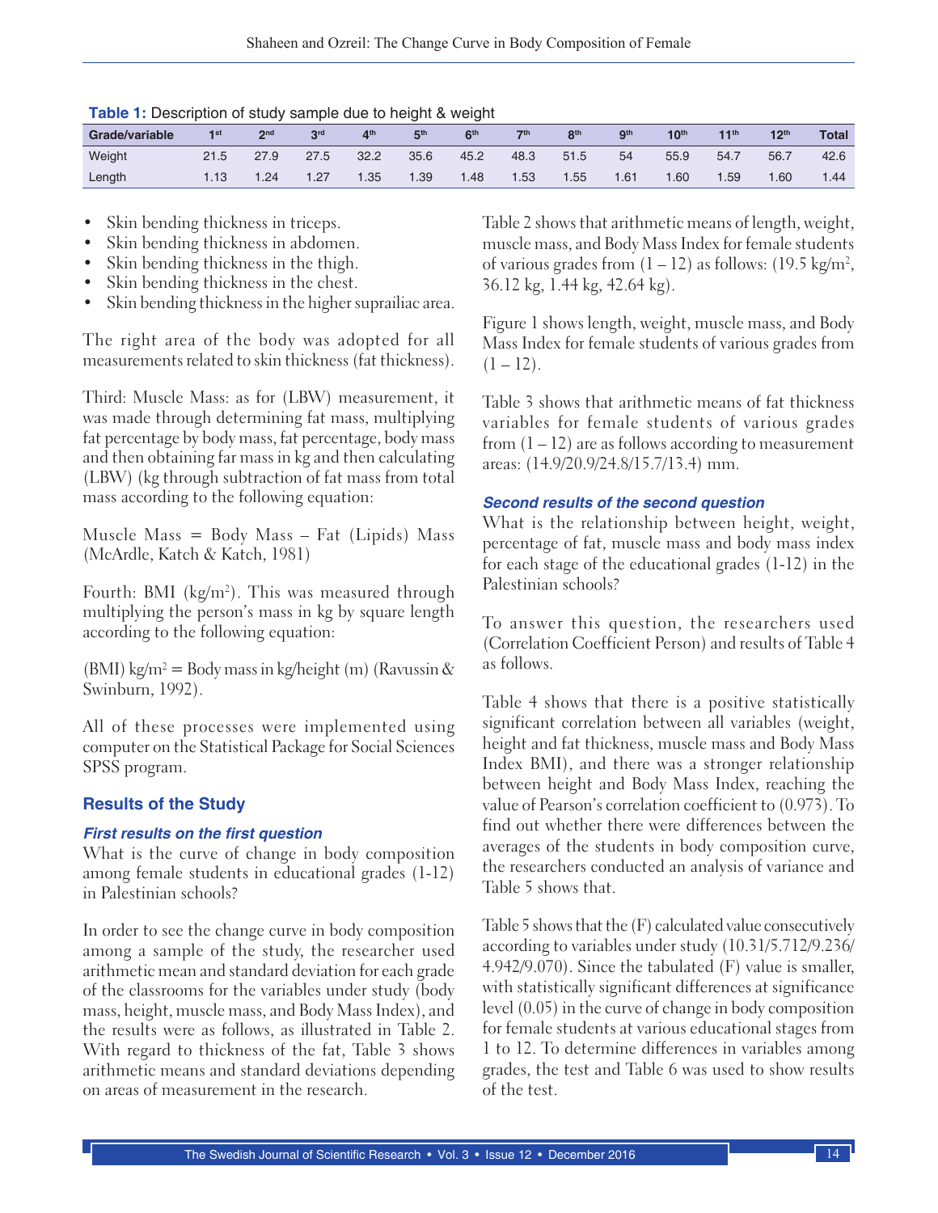**Table 1:** Description of study sample due to height & weight

| Grade/variable | 1st | 2nd | 3rd | 4th | 5th | 6th | 7th | 8th | 9th | 10th | 11th | 12th | Total |
|---|---|---|---|---|---|---|---|---|---|---|---|---|---|
| Weight | 21.5 | 27.9 | 27.5 | 32.2 | 35.6 | 45.2 | 48.3 | 51.5 | 54 | 55.9 | 54.7 | 56.7 | 42.6 |
| Length | 1.13 | 1.24 | 1.27 | 1.35 | 1.39 | 1.48 | 1.53 | 1.55 | 1.61 | 1.60 | 1.59 | 1.60 | 1.44 |

- Skin bending thickness in triceps.
- Skin bending thickness in abdomen.
- Skin bending thickness in the thigh.
- Skin bending thickness in the chest.
- Skin bending thickness in the higher suprailiac area.

The right area of the body was adopted for all measurements related to skin thickness (fat thickness).

Third: Muscle Mass: as for (LBW) measurement, it was made through determining fat mass, multiplying fat percentage by body mass, fat percentage, body mass and then obtaining far mass in kg and then calculating (LBW) (kg through subtraction of fat mass from total mass according to the following equation:

Muscle Mass = Body Mass – Fat (Lipids) Mass (McArdle, Katch & Katch, 1981)

Fourth: BMI (kg/m$^2$). This was measured through multiplying the person's mass in kg by square length according to the following equation:

(BMI) kg/m$^2$ = Body mass in kg/height (m) (Ravussin & Swinburn, 1992).

All of these processes were implemented using computer on the Statistical Package for Social Sciences SPSS program.

## Results of the Study

### *First results on the first question*

What is the curve of change in body composition among female students in educational grades (1-12) in Palestinian schools?

In order to see the change curve in body composition among a sample of the study, the researcher used arithmetic mean and standard deviation for each grade of the classrooms for the variables under study (body mass, height, muscle mass, and Body Mass Index), and the results were as follows, as illustrated in Table 2. With regard to thickness of the fat, Table 3 shows arithmetic means and standard deviations depending on areas of measurement in the research.

Table 2 shows that arithmetic means of length, weight, muscle mass, and Body Mass Index for female students of various grades from (1 – 12) as follows: (19.5 kg/m$^2$, 36.12 kg, 1.44 kg, 42.64 kg).

Figure 1 shows length, weight, muscle mass, and Body Mass Index for female students of various grades from (1 – 12).

Table 3 shows that arithmetic means of fat thickness variables for female students of various grades from (1 – 12) are as follows according to measurement areas: (14.9/20.9/24.8/15.7/13.4) mm.

### *Second results of the second question*

What is the relationship between height, weight, percentage of fat, muscle mass and body mass index for each stage of the educational grades (1-12) in the Palestinian schools?

To answer this question, the researchers used (Correlation Coefficient Person) and results of Table 4 as follows.

Table 4 shows that there is a positive statistically significant correlation between all variables (weight, height and fat thickness, muscle mass and Body Mass Index BMI), and there was a stronger relationship between height and Body Mass Index, reaching the value of Pearson's correlation coefficient to (0.973). To find out whether there were differences between the averages of the students in body composition curve, the researchers conducted an analysis of variance and Table 5 shows that.

Table 5 shows that the (F) calculated value consecutively according to variables under study (10.31/5.712/9.236/4.942/9.070). Since the tabulated (F) value is smaller, with statistically significant differences at significance level (0.05) in the curve of change in body composition for female students at various educational stages from 1 to 12. To determine differences in variables among grades, the test and Table 6 was used to show results of the test.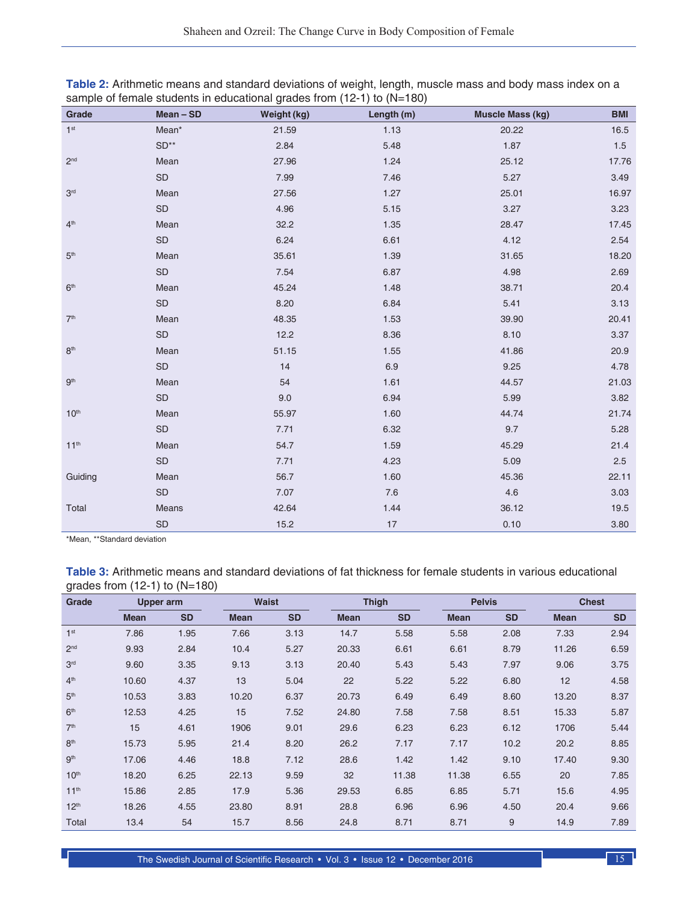**Table 2:** Arithmetic means and standard deviations of weight, length, muscle mass and body mass index on a sample of female students in educational grades from (12-1) to (N=180)

| Grade | Mean – SD | Weight (kg) | Length (m) | Muscle Mass (kg) | BMI |
|---|---|---|---|---|---|
| 1st | Mean* | 21.59 | 1.13 | 20.22 | 16.5 |
| | SD** | 2.84 | 5.48 | 1.87 | 1.5 |
| 2nd | Mean | 27.96 | 1.24 | 25.12 | 17.76 |
| | SD | 7.99 | 7.46 | 5.27 | 3.49 |
| 3rd | Mean | 27.56 | 1.27 | 25.01 | 16.97 |
| | SD | 4.96 | 5.15 | 3.27 | 3.23 |
| 4th | Mean | 32.2 | 1.35 | 28.47 | 17.45 |
| | SD | 6.24 | 6.61 | 4.12 | 2.54 |
| 5th | Mean | 35.61 | 1.39 | 31.65 | 18.20 |
| | SD | 7.54 | 6.87 | 4.98 | 2.69 |
| 6th | Mean | 45.24 | 1.48 | 38.71 | 20.4 |
| | SD | 8.20 | 6.84 | 5.41 | 3.13 |
| 7th | Mean | 48.35 | 1.53 | 39.90 | 20.41 |
| | SD | 12.2 | 8.36 | 8.10 | 3.37 |
| 8th | Mean | 51.15 | 1.55 | 41.86 | 20.9 |
| | SD | 14 | 6.9 | 9.25 | 4.78 |
| 9th | Mean | 54 | 1.61 | 44.57 | 21.03 |
| | SD | 9.0 | 6.94 | 5.99 | 3.82 |
| 10th | Mean | 55.97 | 1.60 | 44.74 | 21.74 |
| | SD | 7.71 | 6.32 | 9.7 | 5.28 |
| 11th | Mean | 54.7 | 1.59 | 45.29 | 21.4 |
| | SD | 7.71 | 4.23 | 5.09 | 2.5 |
| Guiding | Mean | 56.7 | 1.60 | 45.36 | 22.11 |
| | SD | 7.07 | 7.6 | 4.6 | 3.03 |
| Total | Means | 42.64 | 1.44 | 36.12 | 19.5 |
| | SD | 15.2 | 17 | 0.10 | 3.80 |

*Mean, **Standard deviation

**Table 3:** Arithmetic means and standard deviations of fat thickness for female students in various educational grades from (12-1) to (N=180)

| Grade | Upper arm | | Waist | | Thigh | | Pelvis | | Chest | |
|---|---|---|---|---|---|---|---|---|---|---|
| | Mean | SD | Mean | SD | Mean | SD | Mean | SD | Mean | SD |
| 1st | 7.86 | 1.95 | 7.66 | 3.13 | 14.7 | 5.58 | 5.58 | 2.08 | 7.33 | 2.94 |
| 2nd | 9.93 | 2.84 | 10.4 | 5.27 | 20.33 | 6.61 | 6.61 | 8.79 | 11.26 | 6.59 |
| 3rd | 9.60 | 3.35 | 9.13 | 3.13 | 20.40 | 5.43 | 5.43 | 7.97 | 9.06 | 3.75 |
| 4th | 10.60 | 4.37 | 13 | 5.04 | 22 | 5.22 | 5.22 | 6.80 | 12 | 4.58 |
| 5th | 10.53 | 3.83 | 10.20 | 6.37 | 20.73 | 6.49 | 6.49 | 8.60 | 13.20 | 8.37 |
| 6th | 12.53 | 4.25 | 15 | 7.52 | 24.80 | 7.58 | 7.58 | 8.51 | 15.33 | 5.87 |
| 7th | 15 | 4.61 | 1906 | 9.01 | 29.6 | 6.23 | 6.23 | 6.12 | 1706 | 5.44 |
| 8th | 15.73 | 5.95 | 21.4 | 8.20 | 26.2 | 7.17 | 7.17 | 10.2 | 20.2 | 8.85 |
| 9th | 17.06 | 4.46 | 18.8 | 7.12 | 28.6 | 1.42 | 1.42 | 9.10 | 17.40 | 9.30 |
| 10th | 18.20 | 6.25 | 22.13 | 9.59 | 32 | 11.38 | 11.38 | 6.55 | 20 | 7.85 |
| 11th | 15.86 | 2.85 | 17.9 | 5.36 | 29.53 | 6.85 | 6.85 | 5.71 | 15.6 | 4.95 |
| 12th | 18.26 | 4.55 | 23.80 | 8.91 | 28.8 | 6.96 | 6.96 | 4.50 | 20.4 | 9.66 |
| Total | 13.4 | 54 | 15.7 | 8.56 | 24.8 | 8.71 | 8.71 | 9 | 14.9 | 7.89 |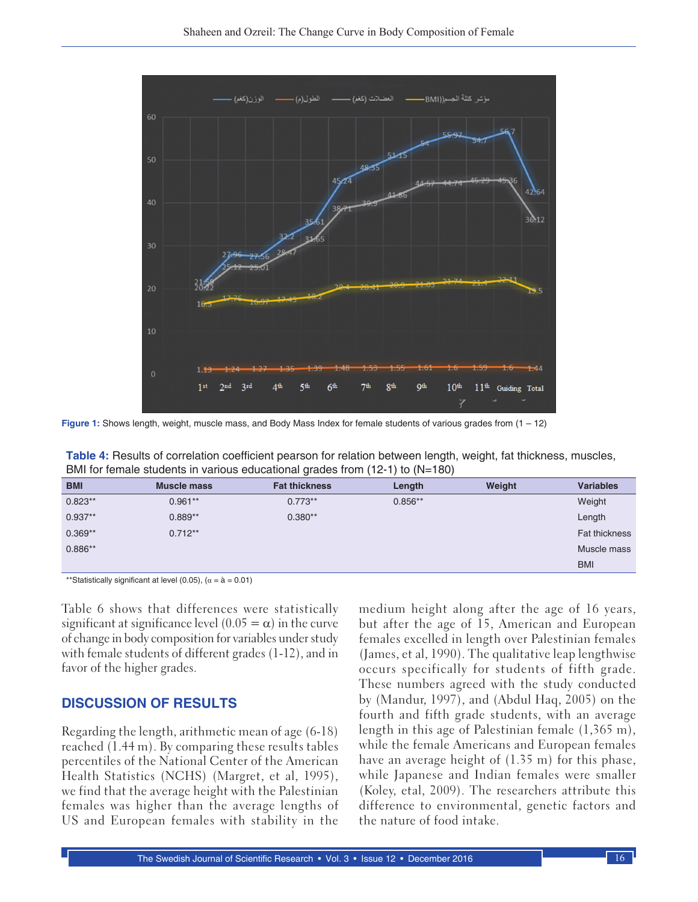Figure 1: Shows length, weight, muscle mass, and Body Mass Index for female students of various grades from (1 – 12)

**Table 4:** Results of correlation coefficient pearson for relation between length, weight, fat thickness, muscles, BMI for female students in various educational grades from (12-1) to (N=180)

| BMI | Muscle mass | Fat thickness | Length | Weight | Variables |
|---|---|---|---|---|---|
| 0.823** | 0.961** | 0.773** | 0.856** | | Weight |
| 0.937** | 0.889** | 0.380** | | | Length |
| 0.369** | 0.712** | | | | Fat thickness |
| 0.886** | | | | | Muscle mass |
| | | | | | BMI |

**Statistically significant at level (0.05), (α = à = 0.01)

Table 6 shows that differences were statistically significant at significance level (0.05 = α) in the curve of change in body composition for variables under study with female students of different grades (1-12), and in favor of the higher grades.

## DISCUSSION OF RESULTS

Regarding the length, arithmetic mean of age (6-18) reached (1.44 m). By comparing these results tables percentiles of the National Center of the American Health Statistics (NCHS) (Margret, et al, 1995), we find that the average height with the Palestinian females was higher than the average lengths of US and European females with stability in the medium height along after the age of 16 years, but after the age of 15, American and European females excelled in length over Palestinian females (James, et al, 1990). The qualitative leap lengthwise occurs specifically for students of fifth grade. These numbers agreed with the study conducted by (Mandur, 1997), and (Abdul Haq, 2005) on the fourth and fifth grade students, with an average length in this age of Palestinian female (1,365 m), while the female Americans and European females have an average height of (1.35 m) for this phase, while Japanese and Indian females were smaller (Koley, etal, 2009). The researchers attribute this difference to environmental, genetic factors and the nature of food intake.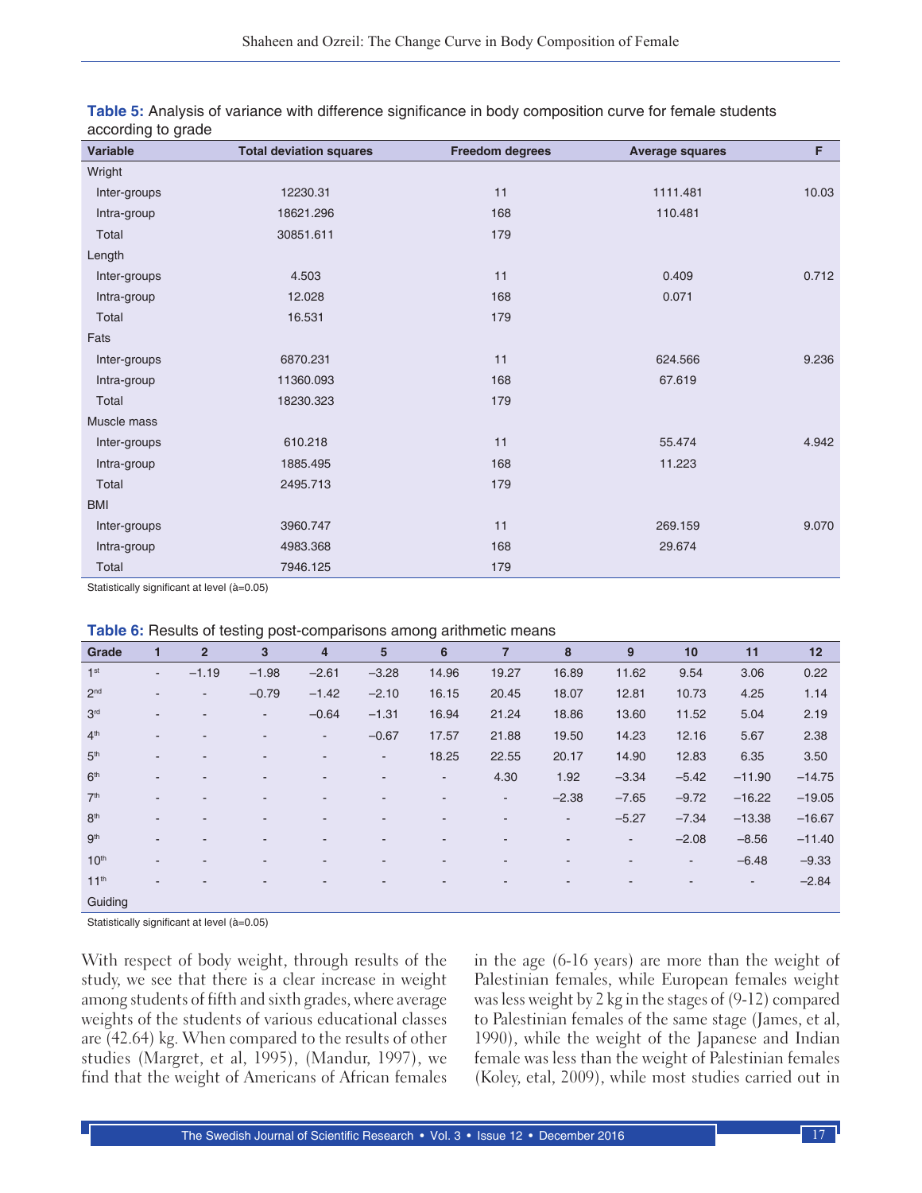**Table 5:** Analysis of variance with difference significance in body composition curve for female students according to grade

| Variable | Total deviation squares | Freedom degrees | Average squares | F |
|---|---|---|---|---|
| Wright | | | | |
| Inter-groups | 12230.31 | 11 | 1111.481 | 10.03 |
| Intra-group | 18621.296 | 168 | 110.481 | |
| Total | 30851.611 | 179 | | |
| Length | | | | |
| Inter-groups | 4.503 | 11 | 0.409 | 0.712 |
| Intra-group | 12.028 | 168 | 0.071 | |
| Total | 16.531 | 179 | | |
| Fats | | | | |
| Inter-groups | 6870.231 | 11 | 624.566 | 9.236 |
| Intra-group | 11360.093 | 168 | 67.619 | |
| Total | 18230.323 | 179 | | |
| Muscle mass | | | | |
| Inter-groups | 610.218 | 11 | 55.474 | 4.942 |
| Intra-group | 1885.495 | 168 | 11.223 | |
| Total | 2495.713 | 179 | | |
| BMI | | | | |
| Inter-groups | 3960.747 | 11 | 269.159 | 9.070 |
| Intra-group | 4983.368 | 168 | 29.674 | |
| Total | 7946.125 | 179 | | |

Statistically significant at level (à=0.05)

**Table 6:** Results of testing post-comparisons among arithmetic means

| Grade | 1 | 2 | 3 | 4 | 5 | 6 | 7 | 8 | 9 | 10 | 11 | 12 |
|---|---|---|---|---|---|---|---|---|---|---|---|---|
| 1st | - | −1.19 | −1.98 | −2.61 | −3.28 | 14.96 | 19.27 | 16.89 | 11.62 | 9.54 | 3.06 | 0.22 |
| 2nd | - | - | −0.79 | −1.42 | −2.10 | 16.15 | 20.45 | 18.07 | 12.81 | 10.73 | 4.25 | 1.14 |
| 3rd | - | - | - | −0.64 | −1.31 | 16.94 | 21.24 | 18.86 | 13.60 | 11.52 | 5.04 | 2.19 |
| 4th | - | - | - | - | −0.67 | 17.57 | 21.88 | 19.50 | 14.23 | 12.16 | 5.67 | 2.38 |
| 5th | - | - | - | - | - | 18.25 | 22.55 | 20.17 | 14.90 | 12.83 | 6.35 | 3.50 |
| 6th | - | - | - | - | - | - | 4.30 | 1.92 | −3.34 | −5.42 | −11.90 | −14.75 |
| 7th | - | - | - | - | - | - | - | −2.38 | −7.65 | −9.72 | −16.22 | −19.05 |
| 8th | - | - | - | - | - | - | - | - | −5.27 | −7.34 | −13.38 | −16.67 |
| 9th | - | - | - | - | - | - | - | - | - | −2.08 | −8.56 | −11.40 |
| 10th | - | - | - | - | - | - | - | - | - | - | −6.48 | −9.33 |
| 11th | - | - | - | - | - | - | - | - | - | - | - | −2.84 |
| Guiding | | | | | | | | | | | | |

Statistically significant at level (à=0.05)

With respect of body weight, through results of the study, we see that there is a clear increase in weight among students of fifth and sixth grades, where average weights of the students of various educational classes are (42.64) kg. When compared to the results of other studies (Margret, et al, 1995), (Mandur, 1997), we find that the weight of Americans of African females in the age (6-16 years) are more than the weight of Palestinian females, while European females weight was less weight by 2 kg in the stages of (9-12) compared to Palestinian females of the same stage (James, et al, 1990), while the weight of the Japanese and Indian female was less than the weight of Palestinian females (Koley, etal, 2009), while most studies carried out in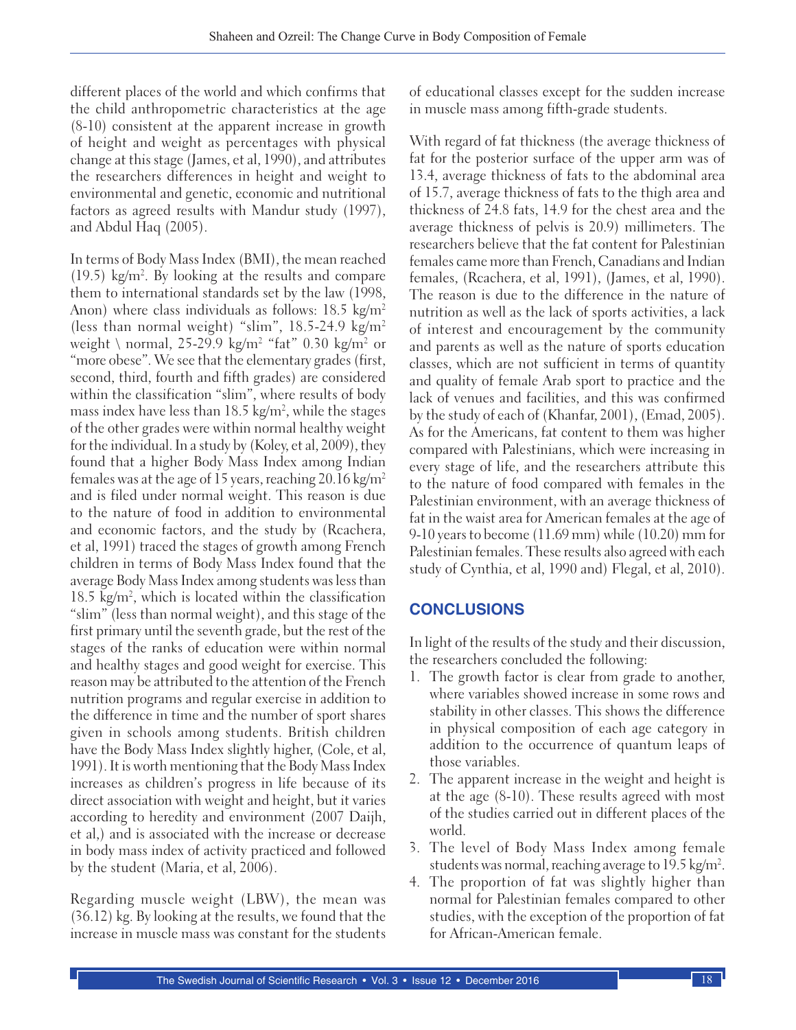different places of the world and which confirms that the child anthropometric characteristics at the age (8-10) consistent at the apparent increase in growth of height and weight as percentages with physical change at this stage (James, et al, 1990), and attributes the researchers differences in height and weight to environmental and genetic, economic and nutritional factors as agreed results with Mandur study (1997), and Abdul Haq (2005).

In terms of Body Mass Index (BMI), the mean reached (19.5) kg/m$^2$. By looking at the results and compare them to international standards set by the law (1998, Anon) where class individuals as follows: 18.5 kg/m$^2$ (less than normal weight) "slim", 18.5-24.9 kg/m$^2$ weight \ normal, 25-29.9 kg/m$^2$ "fat" 0.30 kg/m$^2$ or "more obese". We see that the elementary grades (first, second, third, fourth and fifth grades) are considered within the classification "slim", where results of body mass index have less than 18.5 kg/m$^2$, while the stages of the other grades were within normal healthy weight for the individual. In a study by (Koley, et al, 2009), they found that a higher Body Mass Index among Indian females was at the age of 15 years, reaching 20.16 kg/m$^2$ and is filed under normal weight. This reason is due to the nature of food in addition to environmental and economic factors, and the study by (Rcachera, et al, 1991) traced the stages of growth among French children in terms of Body Mass Index found that the average Body Mass Index among students was less than 18.5 kg/m$^2$, which is located within the classification "slim" (less than normal weight), and this stage of the first primary until the seventh grade, but the rest of the stages of the ranks of education were within normal and healthy stages and good weight for exercise. This reason may be attributed to the attention of the French nutrition programs and regular exercise in addition to the difference in time and the number of sport shares given in schools among students. British children have the Body Mass Index slightly higher, (Cole, et al, 1991). It is worth mentioning that the Body Mass Index increases as children's progress in life because of its direct association with weight and height, but it varies according to heredity and environment (2007 Daijh, et al,) and is associated with the increase or decrease in body mass index of activity practiced and followed by the student (Maria, et al, 2006).

Regarding muscle weight (LBW), the mean was (36.12) kg. By looking at the results, we found that the increase in muscle mass was constant for the students of educational classes except for the sudden increase in muscle mass among fifth-grade students.

With regard of fat thickness (the average thickness of fat for the posterior surface of the upper arm was of 13.4, average thickness of fats to the abdominal area of 15.7, average thickness of fats to the thigh area and thickness of 24.8 fats, 14.9 for the chest area and the average thickness of pelvis is 20.9) millimeters. The researchers believe that the fat content for Palestinian females came more than French, Canadians and Indian females, (Rcachera, et al, 1991), (James, et al, 1990). The reason is due to the difference in the nature of nutrition as well as the lack of sports activities, a lack of interest and encouragement by the community and parents as well as the nature of sports education classes, which are not sufficient in terms of quantity and quality of female Arab sport to practice and the lack of venues and facilities, and this was confirmed by the study of each of (Khanfar, 2001), (Emad, 2005). As for the Americans, fat content to them was higher compared with Palestinians, which were increasing in every stage of life, and the researchers attribute this to the nature of food compared with females in the Palestinian environment, with an average thickness of fat in the waist area for American females at the age of 9-10 years to become (11.69 mm) while (10.20) mm for Palestinian females. These results also agreed with each study of Cynthia, et al, 1990 and) Flegal, et al, 2010).

## CONCLUSIONS

In light of the results of the study and their discussion, the researchers concluded the following:

1. The growth factor is clear from grade to another, where variables showed increase in some rows and stability in other classes. This shows the difference in physical composition of each age category in addition to the occurrence of quantum leaps of those variables.
2. The apparent increase in the weight and height is at the age (8-10). These results agreed with most of the studies carried out in different places of the world.
3. The level of Body Mass Index among female students was normal, reaching average to 19.5 kg/m$^2$.
4. The proportion of fat was slightly higher than normal for Palestinian females compared to other studies, with the exception of the proportion of fat for African-American female.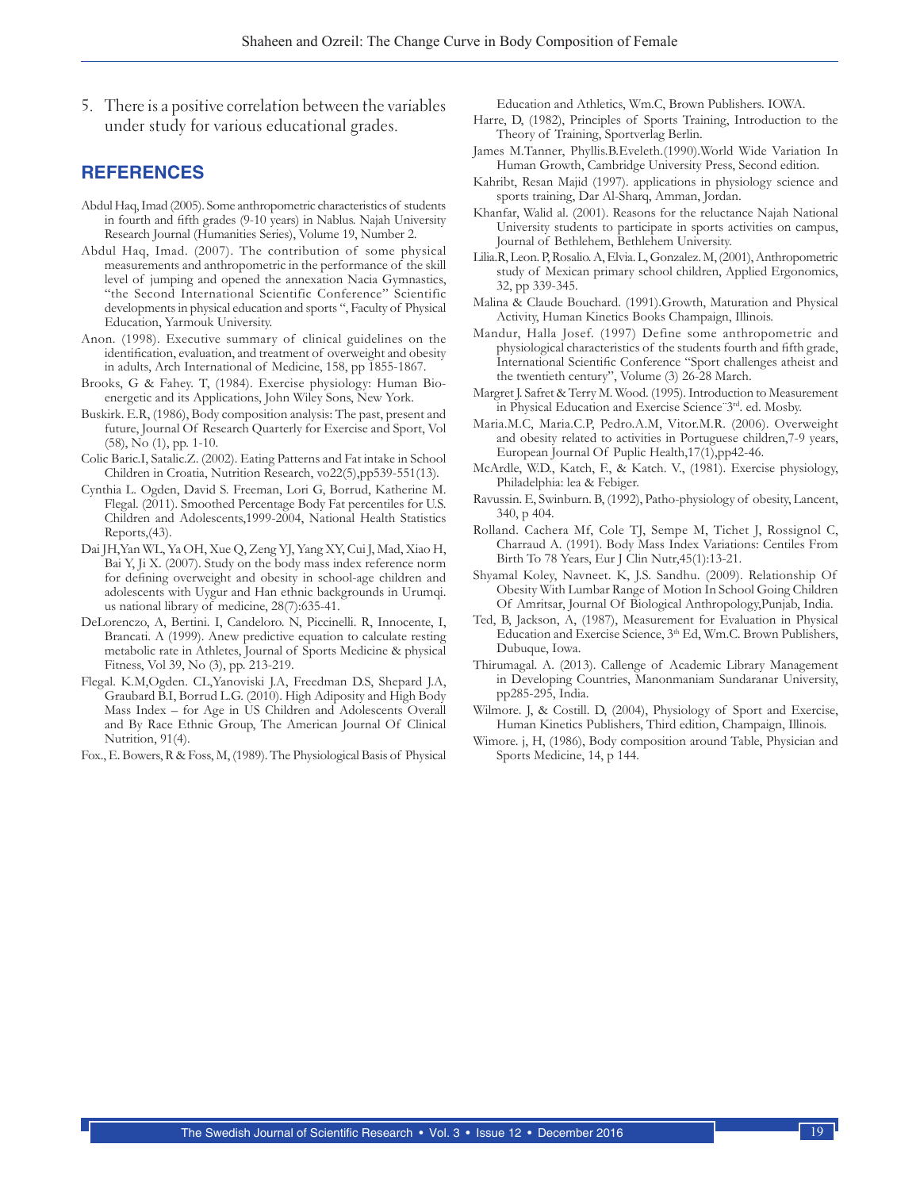5. There is a positive correlation between the variables under study for various educational grades.

## REFERENCES

Abdul Haq, Imad (2005). Some anthropometric characteristics of students in fourth and fifth grades (9-10 years) in Nablus. Najah University Research Journal (Humanities Series), Volume 19, Number 2.

Abdul Haq, Imad. (2007). The contribution of some physical measurements and anthropometric in the performance of the skill level of jumping and opened the annexation Nacia Gymnastics, "the Second International Scientific Conference" Scientific developments in physical education and sports ", Faculty of Physical Education, Yarmouk University.

Anon. (1998). Executive summary of clinical guidelines on the identification, evaluation, and treatment of overweight and obesity in adults, Arch International of Medicine, 158, pp 1855-1867.

Brooks, G & Fahey. T, (1984). Exercise physiology: Human Bio-energetic and its Applications, John Wiley Sons, New York.

Buskirk. E.R, (1986), Body composition analysis: The past, present and future, Journal Of Research Quarterly for Exercise and Sport, Vol (58), No (1), pp. 1-10.

Colic Baric.I, Satalic.Z. (2002). Eating Patterns and Fat intake in School Children in Croatia, Nutrition Research, vo22(5),pp539-551(13).

Cynthia L. Ogden, David S. Freeman, Lori G, Borrud, Katherine M. Flegal. (2011). Smoothed Percentage Body Fat percentiles for U.S. Children and Adolescents,1999-2004, National Health Statistics Reports,(43).

Dai JH,Yan WL, Ya OH, Xue Q, Zeng YJ, Yang XY, Cui J, Mad, Xiao H, Bai Y, Ji X. (2007). Study on the body mass index reference norm for defining overweight and obesity in school-age children and adolescents with Uygur and Han ethnic backgrounds in Urumqi. us national library of medicine, 28(7):635-41.

DeLorenczo, A, Bertini. I, Candeloro. N, Piccinelli. R, Innocente, I, Brancati. A (1999). Anew predictive equation to calculate resting metabolic rate in Athletes, Journal of Sports Medicine & physical Fitness, Vol 39, No (3), pp. 213-219.

Flegal. K.M,Ogden. CL,Yanoviski J.A, Freedman D.S, Shepard J.A, Graubard B.I, Borrud L.G. (2010). High Adiposity and High Body Mass Index – for Age in US Children and Adolescents Overall and By Race Ethnic Group, The American Journal Of Clinical Nutrition, 91(4).

Fox., E. Bowers, R & Foss, M, (1989). The Physiological Basis of Physical Education and Athletics, Wm.C, Brown Publishers. IOWA.

Harre, D, (1982), Principles of Sports Training, Introduction to the Theory of Training, Sportverlag Berlin.

James M.Tanner, Phyllis.B.Eveleth.(1990).World Wide Variation In Human Growth, Cambridge University Press, Second edition.

Kahribt, Resan Majid (1997). applications in physiology science and sports training, Dar Al-Sharq, Amman, Jordan.

Khanfar, Walid al. (2001). Reasons for the reluctance Najah National University students to participate in sports activities on campus, Journal of Bethlehem, Bethlehem University.

Lilia.R, Leon. P, Rosalio. A, Elvia. L, Gonzalez. M, (2001), Anthropometric study of Mexican primary school children, Applied Ergonomics, 32, pp 339-345.

Malina & Claude Bouchard. (1991).Growth, Maturation and Physical Activity, Human Kinetics Books Champaign, Illinois.

Mandur, Halla Josef. (1997) Define some anthropometric and physiological characteristics of the students fourth and fifth grade, International Scientific Conference "Sport challenges atheist and the twentieth century", Volume (3) 26-28 March.

Margret J. Safret & Terry M. Wood. (1995). Introduction to Measurement in Physical Education and Exercise Science¨3rd. ed. Mosby.

Maria.M.C, Maria.C.P, Pedro.A.M, Vitor.M.R. (2006). Overweight and obesity related to activities in Portuguese children,7-9 years, European Journal Of Puplic Health,17(1),pp42-46.

McArdle, W.D., Katch, F., & Katch. V., (1981). Exercise physiology, Philadelphia: lea & Febiger.

Ravussin. E, Swinburn. B, (1992), Patho-physiology of obesity, Lancent, 340, p 404.

Rolland. Cachera Mf, Cole TJ, Sempe M, Tichet J, Rossignol C, Charraud A. (1991). Body Mass Index Variations: Centiles From Birth To 78 Years, Eur J Clin Nutr,45(1):13-21.

Shyamal Koley, Navneet. K, J.S. Sandhu. (2009). Relationship Of Obesity With Lumbar Range of Motion In School Going Children Of Amritsar, Journal Of Biological Anthropology,Punjab, India.

Ted, B, Jackson, A, (1987), Measurement for Evaluation in Physical Education and Exercise Science, 3th Ed, Wm.C. Brown Publishers, Dubuque, Iowa.

Thirumagal. A. (2013). Callenge of Academic Library Management in Developing Countries, Manonmaniam Sundaranar University, pp285-295, India.

Wilmore. J, & Costill. D, (2004), Physiology of Sport and Exercise, Human Kinetics Publishers, Third edition, Champaign, Illinois.

Wimore. j, H, (1986), Body composition around Table, Physician and Sports Medicine, 14, p 144.